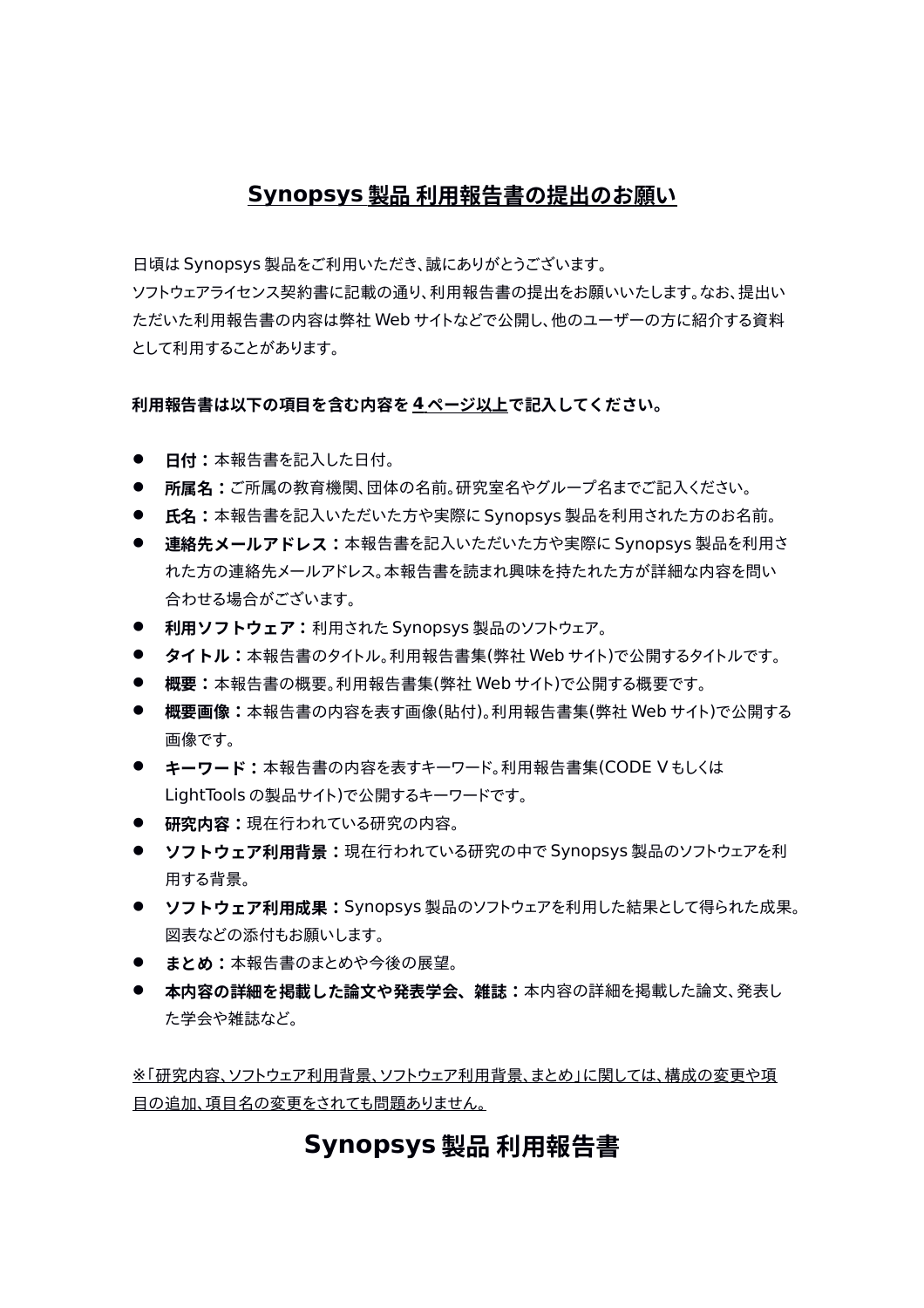## Synopsys 製品 利用報告書の提出のお願い

日頃は Synopsys 製品をご利用いただき、誠にありがとうございます。
ソフトウェアライセンス契約書に記載の通り、利用報告書の提出をお願いいたします。なお、提出いただいた利用報告書の内容は弊社 Web サイトなどで公開し、他のユーザーの方に紹介する資料として利用することがあります。

**利用報告書は以下の項目を含む内容を 4 ページ以上で記入してください。**

- **日付：**本報告書を記入した日付。
- **所属名：**ご所属の教育機関、団体の名前。研究室名やグループ名までご記入ください。
- **氏名：**本報告書を記入いただいた方や実際に Synopsys 製品を利用された方のお名前。
- **連絡先メールアドレス：**本報告書を記入いただいた方や実際に Synopsys 製品を利用された方の連絡先メールアドレス。本報告書を読まれ興味を持たれた方が詳細な内容を問い合わせる場合がございます。
- **利用ソフトウェア：**利用された Synopsys 製品のソフトウェア。
- **タイトル：**本報告書のタイトル。利用報告書集(弊社 Web サイト)で公開するタイトルです。
- **概要：**本報告書の概要。利用報告書集(弊社 Web サイト)で公開する概要です。
- **概要画像：**本報告書の内容を表す画像(貼付)。利用報告書集(弊社 Web サイト)で公開する画像です。
- **キーワード：**本報告書の内容を表すキーワード。利用報告書集(CODE V もしくは LightTools の製品サイト)で公開するキーワードです。
- **研究内容：**現在行われている研究の内容。
- **ソフトウェア利用背景：**現在行われている研究の中で Synopsys 製品のソフトウェアを利用する背景。
- **ソフトウェア利用成果：**Synopsys 製品のソフトウェアを利用した結果として得られた成果。図表などの添付もお願いします。
- **まとめ：**本報告書のまとめや今後の展望。
- **本内容の詳細を掲載した論文や発表学会、雑誌：**本内容の詳細を掲載した論文、発表した学会や雑誌など。

※「研究内容、ソフトウェア利用背景、ソフトウェア利用背景、まとめ」に関しては、構成の変更や項目の追加、項目名の変更をされても問題ありません。

# Synopsys 製品 利用報告書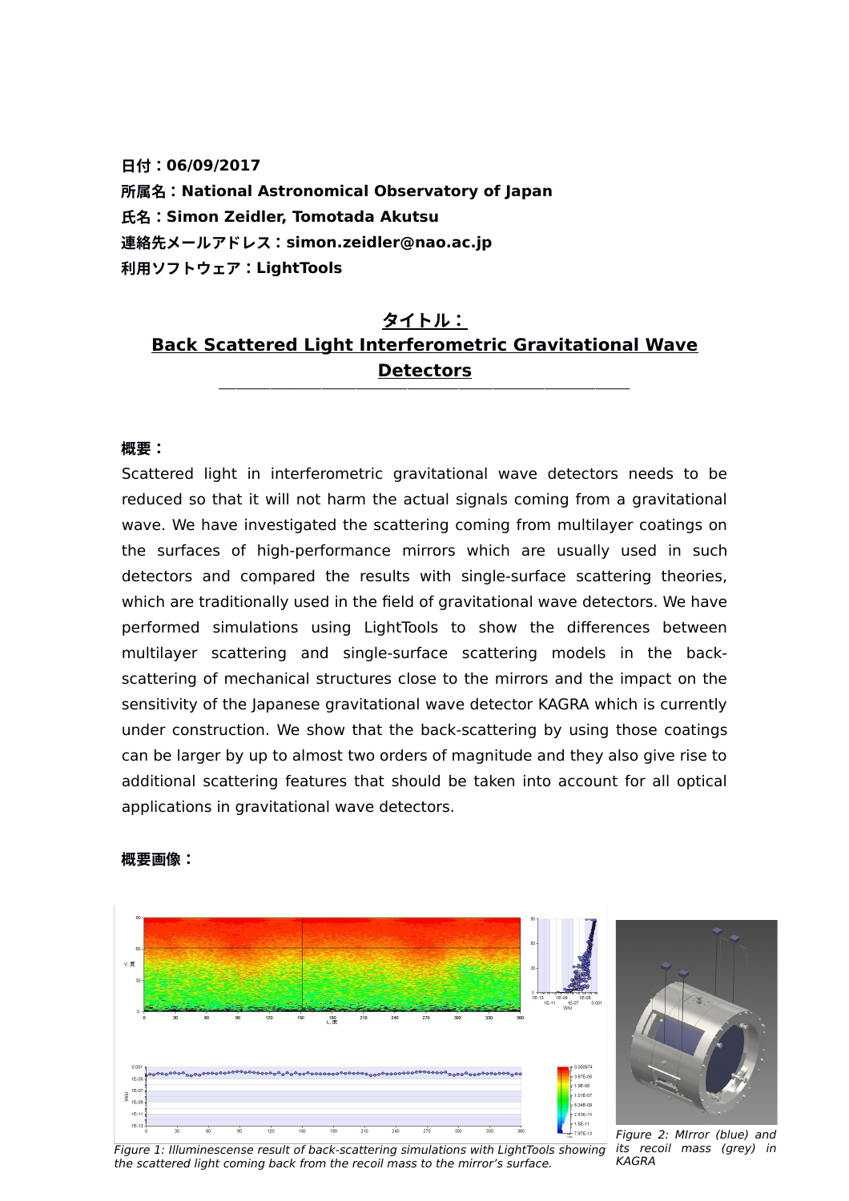**日付：06/09/2017**
**所属名：National Astronomical Observatory of Japan**
**氏名：Simon Zeidler, Tomotada Akutsu**
**連絡先メールアドレス：simon.zeidler@nao.ac.jp**
**利用ソフトウェア：LightTools**

## タイトル：
## Back Scattered Light Interferometric Gravitational Wave Detectors

**概要：**

Scattered light in interferometric gravitational wave detectors needs to be reduced so that it will not harm the actual signals coming from a gravitational wave. We have investigated the scattering coming from multilayer coatings on the surfaces of high-performance mirrors which are usually used in such detectors and compared the results with single-surface scattering theories, which are traditionally used in the field of gravitational wave detectors. We have performed simulations using LightTools to show the differences between multilayer scattering and single-surface scattering models in the back-scattering of mechanical structures close to the mirrors and the impact on the sensitivity of the Japanese gravitational wave detector KAGRA which is currently under construction. We show that the back-scattering by using those coatings can be larger by up to almost two orders of magnitude and they also give rise to additional scattering features that should be taken into account for all optical applications in gravitational wave detectors.

**概要画像：**

*Figure 1: Illuminescense result of back-scattering simulations with LightTools showing the scattered light coming back from the recoil mass to the mirror's surface.*

*Figure 2: MIrror (blue) and its recoil mass (grey) in KAGRA*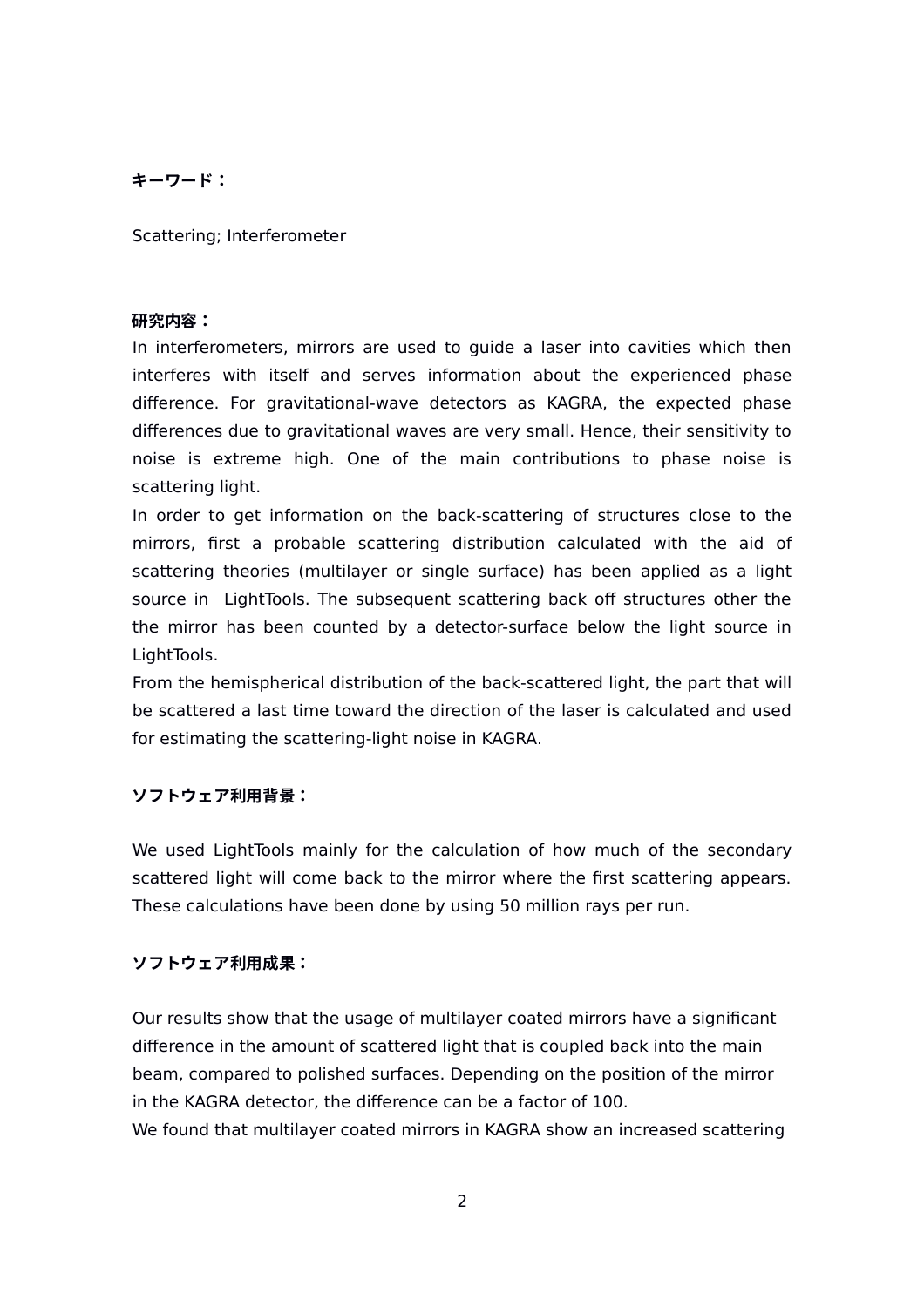**キーワード：**

Scattering; Interferometer

**研究内容：**

In interferometers, mirrors are used to guide a laser into cavities which then interferes with itself and serves information about the experienced phase difference. For gravitational-wave detectors as KAGRA, the expected phase differences due to gravitational waves are very small. Hence, their sensitivity to noise is extreme high. One of the main contributions to phase noise is scattering light.

In order to get information on the back-scattering of structures close to the mirrors, first a probable scattering distribution calculated with the aid of scattering theories (multilayer or single surface) has been applied as a light source in  LightTools. The subsequent scattering back off structures other the the mirror has been counted by a detector-surface below the light source in LightTools.

From the hemispherical distribution of the back-scattered light, the part that will be scattered a last time toward the direction of the laser is calculated and used for estimating the scattering-light noise in KAGRA.

**ソフトウェア利用背景：**

We used LightTools mainly for the calculation of how much of the secondary scattered light will come back to the mirror where the first scattering appears. These calculations have been done by using 50 million rays per run.

**ソフトウェア利用成果：**

Our results show that the usage of multilayer coated mirrors have a significant difference in the amount of scattered light that is coupled back into the main beam, compared to polished surfaces. Depending on the position of the mirror in the KAGRA detector, the difference can be a factor of 100.

We found that multilayer coated mirrors in KAGRA show an increased scattering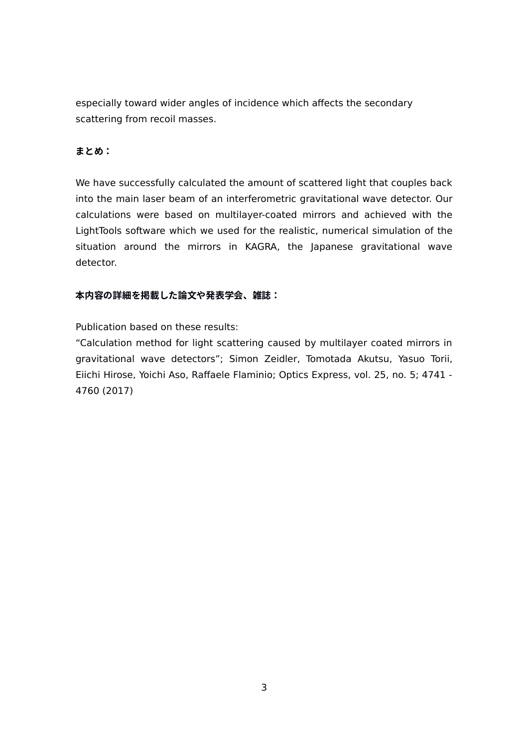especially toward wider angles of incidence which affects the secondary scattering from recoil masses.

**まとめ：**

We have successfully calculated the amount of scattered light that couples back into the main laser beam of an interferometric gravitational wave detector. Our calculations were based on multilayer-coated mirrors and achieved with the LightTools software which we used for the realistic, numerical simulation of the situation around the mirrors in KAGRA, the Japanese gravitational wave detector.

**本内容の詳細を掲載した論文や発表学会、雑誌：**

Publication based on these results:
"Calculation method for light scattering caused by multilayer coated mirrors in gravitational wave detectors"; Simon Zeidler, Tomotada Akutsu, Yasuo Torii, Eiichi Hirose, Yoichi Aso, Raffaele Flaminio; Optics Express, vol. 25, no. 5; 4741 - 4760 (2017)